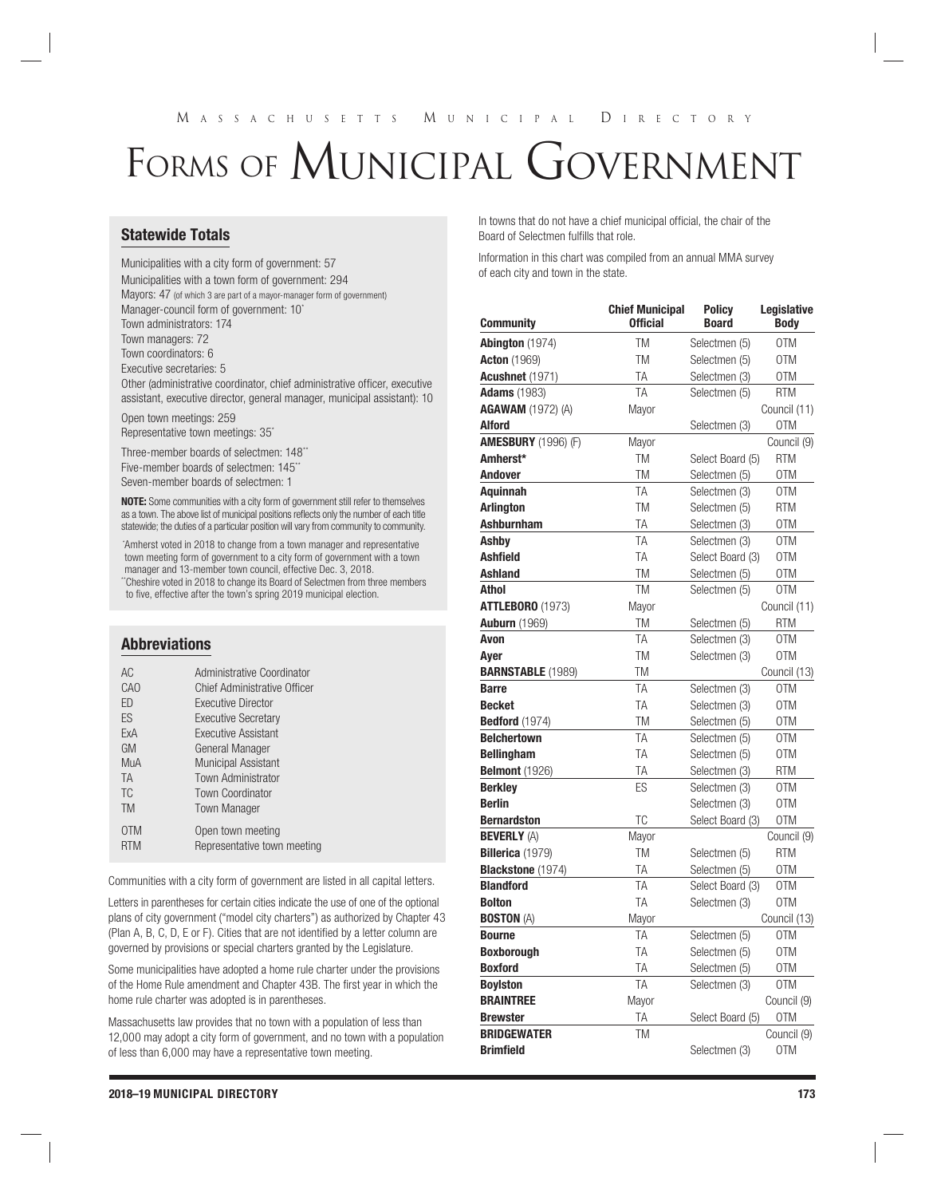# Forms of Municipal Government

## Statewide Totals

Municipalities with a city form of government: 57
Municipalities with a town form of government: 294
Mayors: 47 (of which 3 are part of a mayor-manager form of government)
Manager-council form of government: 10*
Town administrators: 174
Town managers: 72
Town coordinators: 6
Executive secretaries: 5
Other (administrative coordinator, chief administrative officer, executive assistant, executive director, general manager, municipal assistant): 10

Open town meetings: 259
Representative town meetings: 35*

Three-member boards of selectmen: 148**
Five-member boards of selectmen: 145**
Seven-member boards of selectmen: 1

**NOTE:** Some communities with a city form of government still refer to themselves as a town. The above list of municipal positions reflects only the number of each title statewide; the duties of a particular position will vary from community to community.

*Amherst voted in 2018 to change from a town manager and representative town meeting form of government to a city form of government with a town manager and 13-member town council, effective Dec. 3, 2018.
**Cheshire voted in 2018 to change its Board of Selectmen from three members to five, effective after the town's spring 2019 municipal election.

## Abbreviations

| | |
|---|---|
| AC | Administrative Coordinator |
| CAO | Chief Administrative Officer |
| ED | Executive Director |
| ES | Executive Secretary |
| ExA | Executive Assistant |
| GM | General Manager |
| MuA | Municipal Assistant |
| TA | Town Administrator |
| TC | Town Coordinator |
| TM | Town Manager |
| OTM | Open town meeting |
| RTM | Representative town meeting |

Communities with a city form of government are listed in all capital letters.

Letters in parentheses for certain cities indicate the use of one of the optional plans of city government ("model city charters") as authorized by Chapter 43 (Plan A, B, C, D, E or F). Cities that are not identified by a letter column are governed by provisions or special charters granted by the Legislature.

Some municipalities have adopted a home rule charter under the provisions of the Home Rule amendment and Chapter 43B. The first year in which the home rule charter was adopted is in parentheses.

Massachusetts law provides that no town with a population of less than 12,000 may adopt a city form of government, and no town with a population of less than 6,000 may have a representative town meeting.

In towns that do not have a chief municipal official, the chair of the Board of Selectmen fulfills that role.

Information in this chart was compiled from an annual MMA survey of each city and town in the state.

| Community | Chief Municipal Official | Policy Board | Legislative Body |
|---|---|---|---|
| **Abington** (1974) | TM | Selectmen (5) | OTM |
| **Acton** (1969) | TM | Selectmen (5) | OTM |
| **Acushnet** (1971) | TA | Selectmen (3) | OTM |
| **Adams** (1983) | TA | Selectmen (5) | RTM |
| **AGAWAM** (1972) (A) | Mayor | | Council (11) |
| **Alford** | | Selectmen (3) | OTM |
| **AMESBURY** (1996) (F) | Mayor | | Council (9) |
| **Amherst*** | TM | Select Board (5) | RTM |
| **Andover** | TM | Selectmen (5) | OTM |
| **Aquinnah** | TA | Selectmen (3) | OTM |
| **Arlington** | TM | Selectmen (5) | RTM |
| **Ashburnham** | TA | Selectmen (3) | OTM |
| **Ashby** | TA | Selectmen (3) | OTM |
| **Ashfield** | TA | Select Board (3) | OTM |
| **Ashland** | TM | Selectmen (5) | OTM |
| **Athol** | TM | Selectmen (5) | OTM |
| **ATTLEBORO** (1973) | Mayor | | Council (11) |
| **Auburn** (1969) | TM | Selectmen (5) | RTM |
| **Avon** | TA | Selectmen (3) | OTM |
| **Ayer** | TM | Selectmen (3) | OTM |
| **BARNSTABLE** (1989) | TM | | Council (13) |
| **Barre** | TA | Selectmen (3) | OTM |
| **Becket** | TA | Selectmen (3) | OTM |
| **Bedford** (1974) | TM | Selectmen (5) | OTM |
| **Belchertown** | TA | Selectmen (5) | OTM |
| **Bellingham** | TA | Selectmen (5) | OTM |
| **Belmont** (1926) | TA | Selectmen (3) | RTM |
| **Berkley** | ES | Selectmen (3) | OTM |
| **Berlin** | | Selectmen (3) | OTM |
| **Bernardston** | TC | Select Board (3) | OTM |
| **BEVERLY** (A) | Mayor | | Council (9) |
| **Billerica** (1979) | TM | Selectmen (5) | RTM |
| **Blackstone** (1974) | TA | Selectmen (5) | OTM |
| **Blandford** | TA | Select Board (3) | OTM |
| **Bolton** | TA | Selectmen (3) | OTM |
| **BOSTON** (A) | Mayor | | Council (13) |
| **Bourne** | TA | Selectmen (5) | OTM |
| **Boxborough** | TA | Selectmen (5) | OTM |
| **Boxford** | TA | Selectmen (5) | OTM |
| **Boylston** | TA | Selectmen (3) | OTM |
| **BRAINTREE** | Mayor | | Council (9) |
| **Brewster** | TA | Select Board (5) | OTM |
| **BRIDGEWATER** | TM | | Council (9) |
| **Brimfield** | | Selectmen (3) | OTM |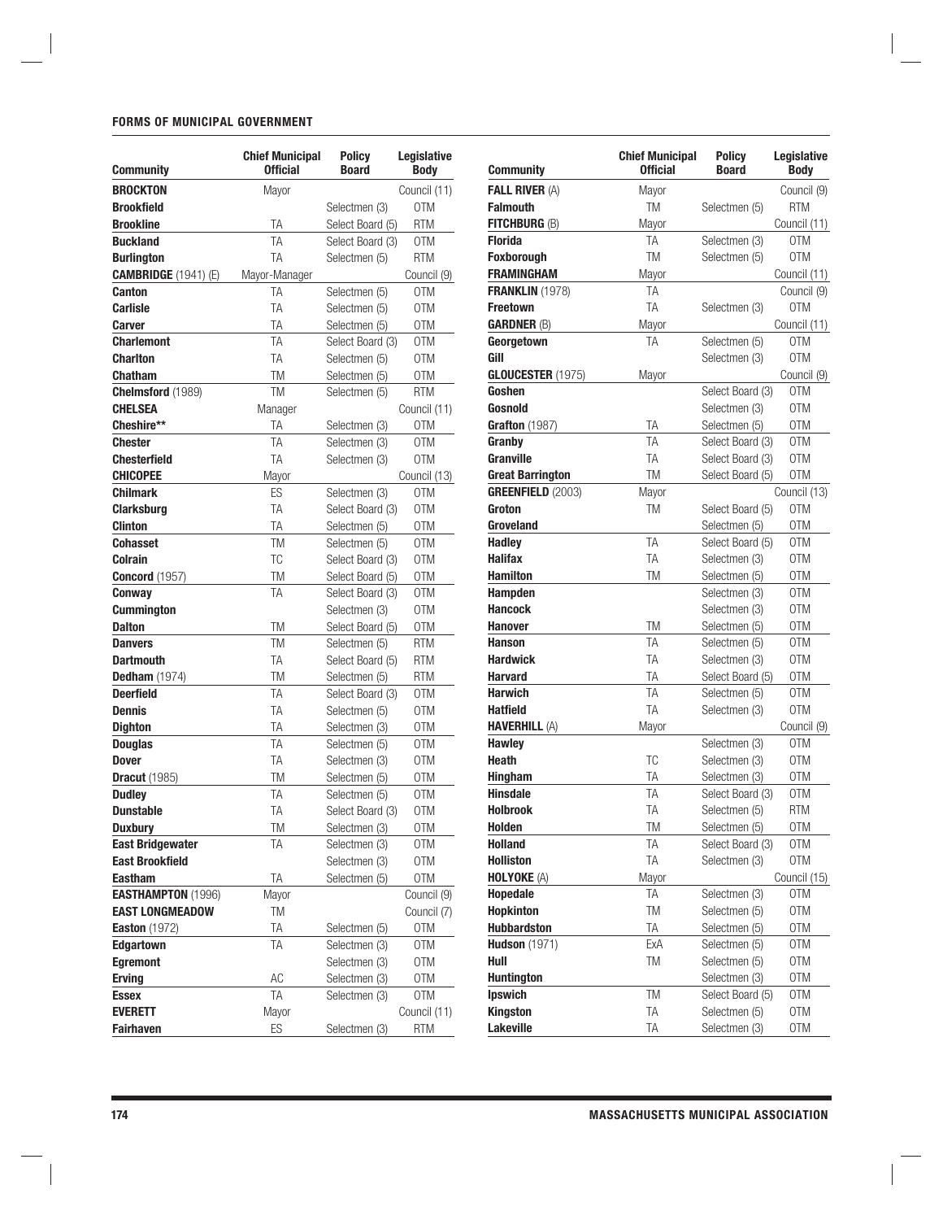## FORMS OF MUNICIPAL GOVERNMENT

| Community | Chief Municipal Official | Policy Board | Legislative Body |
|---|---|---|---|
| **BROCKTON** | Mayor | | Council (11) |
| **Brookfield** | | Selectmen (3) | OTM |
| **Brookline** | TA | Select Board (5) | RTM |
| **Buckland** | TA | Select Board (3) | OTM |
| **Burlington** | TA | Selectmen (5) | RTM |
| **CAMBRIDGE** (1941) (E) | Mayor-Manager | | Council (9) |
| **Canton** | TA | Selectmen (5) | OTM |
| **Carlisle** | TA | Selectmen (5) | OTM |
| **Carver** | TA | Selectmen (5) | OTM |
| **Charlemont** | TA | Select Board (3) | OTM |
| **Charlton** | TA | Selectmen (5) | OTM |
| **Chatham** | TM | Selectmen (5) | OTM |
| **Chelmsford** (1989) | TM | Selectmen (5) | RTM |
| **CHELSEA** | Manager | | Council (11) |
| **Cheshire**** | TA | Selectmen (3) | OTM |
| **Chester** | TA | Selectmen (3) | OTM |
| **Chesterfield** | TA | Selectmen (3) | OTM |
| **CHICOPEE** | Mayor | | Council (13) |
| **Chilmark** | ES | Selectmen (3) | OTM |
| **Clarksburg** | TA | Select Board (3) | OTM |
| **Clinton** | TA | Selectmen (5) | OTM |
| **Cohasset** | TM | Selectmen (5) | OTM |
| **Colrain** | TC | Select Board (3) | OTM |
| **Concord** (1957) | TM | Select Board (5) | OTM |
| **Conway** | TA | Select Board (3) | OTM |
| **Cummington** | | Selectmen (3) | OTM |
| **Dalton** | TM | Select Board (5) | OTM |
| **Danvers** | TM | Selectmen (5) | RTM |
| **Dartmouth** | TA | Select Board (5) | RTM |
| **Dedham** (1974) | TM | Selectmen (5) | RTM |
| **Deerfield** | TA | Select Board (3) | OTM |
| **Dennis** | TA | Selectmen (5) | OTM |
| **Dighton** | TA | Selectmen (3) | OTM |
| **Douglas** | TA | Selectmen (5) | OTM |
| **Dover** | TA | Selectmen (3) | OTM |
| **Dracut** (1985) | TM | Selectmen (5) | OTM |
| **Dudley** | TA | Selectmen (5) | OTM |
| **Dunstable** | TA | Select Board (3) | OTM |
| **Duxbury** | TM | Selectmen (3) | OTM |
| **East Bridgewater** | TA | Selectmen (3) | OTM |
| **East Brookfield** | | Selectmen (3) | OTM |
| **Eastham** | TA | Selectmen (5) | OTM |
| **EASTHAMPTON** (1996) | Mayor | | Council (9) |
| **EAST LONGMEADOW** | TM | | Council (7) |
| **Easton** (1972) | TA | Selectmen (5) | OTM |
| **Edgartown** | TA | Selectmen (3) | OTM |
| **Egremont** | | Selectmen (3) | OTM |
| **Erving** | AC | Selectmen (3) | OTM |
| **Essex** | TA | Selectmen (3) | OTM |
| **EVERETT** | Mayor | | Council (11) |
| **Fairhaven** | ES | Selectmen (3) | RTM |
| **FALL RIVER** (A) | Mayor | | Council (9) |
| **Falmouth** | TM | Selectmen (5) | RTM |
| **FITCHBURG** (B) | Mayor | | Council (11) |
| **Florida** | TA | Selectmen (3) | OTM |
| **Foxborough** | TM | Selectmen (5) | OTM |
| **FRAMINGHAM** | Mayor | | Council (11) |
| **FRANKLIN** (1978) | TA | | Council (9) |
| **Freetown** | TA | Selectmen (3) | OTM |
| **GARDNER** (B) | Mayor | | Council (11) |
| **Georgetown** | TA | Selectmen (5) | OTM |
| **Gill** | | Selectmen (3) | OTM |
| **GLOUCESTER** (1975) | Mayor | | Council (9) |
| **Goshen** | | Select Board (3) | OTM |
| **Gosnold** | | Selectmen (3) | OTM |
| **Grafton** (1987) | TA | Selectmen (5) | OTM |
| **Granby** | TA | Select Board (3) | OTM |
| **Granville** | TA | Select Board (3) | OTM |
| **Great Barrington** | TM | Select Board (5) | OTM |
| **GREENFIELD** (2003) | Mayor | | Council (13) |
| **Groton** | TM | Select Board (5) | OTM |
| **Groveland** | | Selectmen (5) | OTM |
| **Hadley** | TA | Select Board (5) | OTM |
| **Halifax** | TA | Selectmen (3) | OTM |
| **Hamilton** | TM | Selectmen (5) | OTM |
| **Hampden** | | Selectmen (3) | OTM |
| **Hancock** | | Selectmen (3) | OTM |
| **Hanover** | TM | Selectmen (5) | OTM |
| **Hanson** | TA | Selectmen (5) | OTM |
| **Hardwick** | TA | Selectmen (3) | OTM |
| **Harvard** | TA | Select Board (5) | OTM |
| **Harwich** | TA | Selectmen (5) | OTM |
| **Hatfield** | TA | Selectmen (3) | OTM |
| **HAVERHILL** (A) | Mayor | | Council (9) |
| **Hawley** | | Selectmen (3) | OTM |
| **Heath** | TC | Selectmen (3) | OTM |
| **Hingham** | TA | Selectmen (3) | OTM |
| **Hinsdale** | TA | Select Board (3) | OTM |
| **Holbrook** | TA | Selectmen (5) | RTM |
| **Holden** | TM | Selectmen (5) | OTM |
| **Holland** | TA | Select Board (3) | OTM |
| **Holliston** | TA | Selectmen (3) | OTM |
| **HOLYOKE** (A) | Mayor | | Council (15) |
| **Hopedale** | TA | Selectmen (3) | OTM |
| **Hopkinton** | TM | Selectmen (5) | OTM |
| **Hubbardston** | TA | Selectmen (5) | OTM |
| **Hudson** (1971) | ExA | Selectmen (5) | OTM |
| **Hull** | TM | Selectmen (5) | OTM |
| **Huntington** | | Selectmen (3) | OTM |
| **Ipswich** | TM | Select Board (5) | OTM |
| **Kingston** | TA | Selectmen (5) | OTM |
| **Lakeville** | TA | Selectmen (3) | OTM |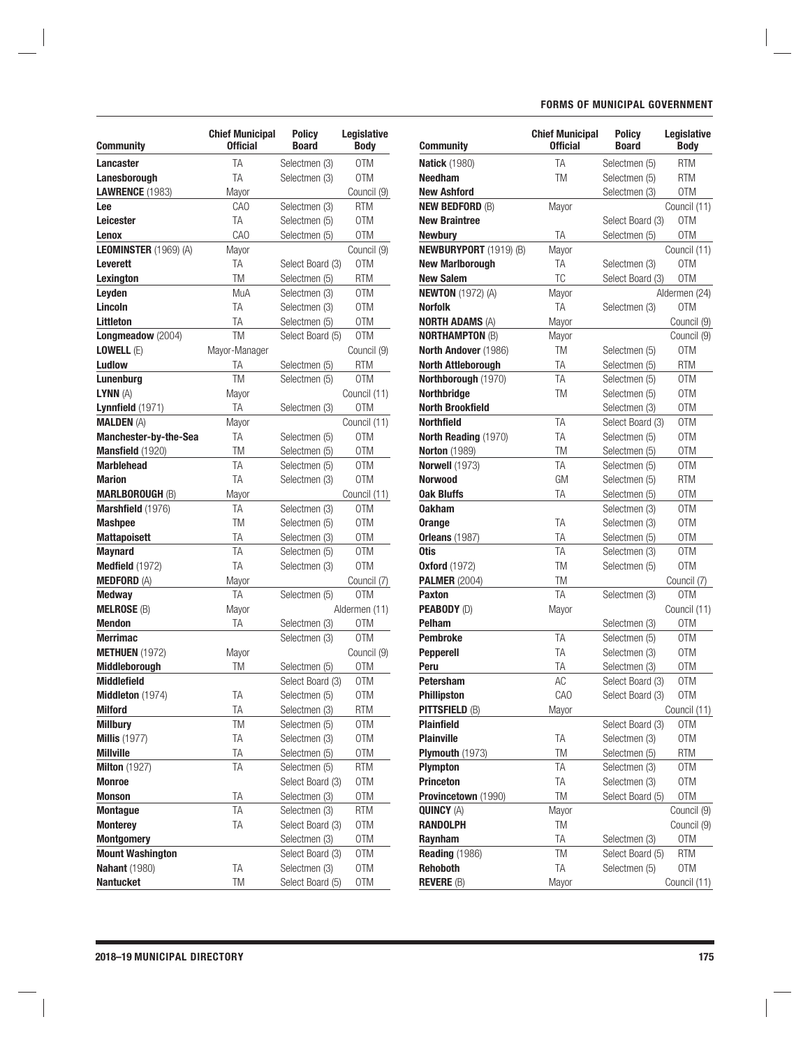| Community | Chief Municipal Official | Policy Board | Legislative Body |
|---|---|---|---|
| **Lancaster** | TA | Selectmen (3) | OTM |
| **Lanesborough** | TA | Selectmen (3) | OTM |
| **LAWRENCE** (1983) | Mayor | | Council (9) |
| **Lee** | CAO | Selectmen (3) | RTM |
| **Leicester** | TA | Selectmen (5) | OTM |
| **Lenox** | CAO | Selectmen (5) | OTM |
| **LEOMINSTER** (1969) (A) | Mayor | | Council (9) |
| **Leverett** | TA | Select Board (3) | OTM |
| **Lexington** | TM | Selectmen (5) | RTM |
| **Leyden** | MuA | Selectmen (3) | OTM |
| **Lincoln** | TA | Selectmen (3) | OTM |
| **Littleton** | TA | Selectmen (5) | OTM |
| **Longmeadow** (2004) | TM | Select Board (5) | OTM |
| **LOWELL** (E) | Mayor-Manager | | Council (9) |
| **Ludlow** | TA | Selectmen (5) | RTM |
| **Lunenburg** | TM | Selectmen (5) | OTM |
| **LYNN** (A) | Mayor | | Council (11) |
| **Lynnfield** (1971) | TA | Selectmen (3) | OTM |
| **MALDEN** (A) | Mayor | | Council (11) |
| **Manchester-by-the-Sea** | TA | Selectmen (5) | OTM |
| **Mansfield** (1920) | TM | Selectmen (5) | OTM |
| **Marblehead** | TA | Selectmen (5) | OTM |
| **Marion** | TA | Selectmen (3) | OTM |
| **MARLBOROUGH** (B) | Mayor | | Council (11) |
| **Marshfield** (1976) | TA | Selectmen (3) | OTM |
| **Mashpee** | TM | Selectmen (5) | OTM |
| **Mattapoisett** | TA | Selectmen (3) | OTM |
| **Maynard** | TA | Selectmen (5) | OTM |
| **Medfield** (1972) | TA | Selectmen (3) | OTM |
| **MEDFORD** (A) | Mayor | | Council (7) |
| **Medway** | TA | Selectmen (5) | OTM |
| **MELROSE** (B) | Mayor | | Aldermen (11) |
| **Mendon** | TA | Selectmen (3) | OTM |
| **Merrimac** | | Selectmen (3) | OTM |
| **METHUEN** (1972) | Mayor | | Council (9) |
| **Middleborough** | TM | Selectmen (5) | OTM |
| **Middlefield** | | Select Board (3) | OTM |
| **Middleton** (1974) | TA | Selectmen (5) | OTM |
| **Milford** | TA | Selectmen (3) | RTM |
| **Millbury** | TM | Selectmen (5) | OTM |
| **Millis** (1977) | TA | Selectmen (3) | OTM |
| **Millville** | TA | Selectmen (5) | OTM |
| **Milton** (1927) | TA | Selectmen (5) | RTM |
| **Monroe** | | Select Board (3) | OTM |
| **Monson** | TA | Selectmen (3) | OTM |
| **Montague** | TA | Selectmen (3) | RTM |
| **Monterey** | TA | Select Board (3) | OTM |
| **Montgomery** | | Selectmen (3) | OTM |
| **Mount Washington** | | Select Board (3) | OTM |
| **Nahant** (1980) | TA | Selectmen (3) | OTM |
| **Nantucket** | TM | Select Board (5) | OTM |
| **Natick** (1980) | TA | Selectmen (5) | RTM |
| **Needham** | TM | Selectmen (5) | RTM |
| **New Ashford** | | Selectmen (3) | OTM |
| **NEW BEDFORD** (B) | Mayor | | Council (11) |
| **New Braintree** | | Select Board (3) | OTM |
| **Newbury** | TA | Selectmen (5) | OTM |
| **NEWBURYPORT** (1919) (B) | Mayor | | Council (11) |
| **New Marlborough** | TA | Selectmen (3) | OTM |
| **New Salem** | TC | Select Board (3) | OTM |
| **NEWTON** (1972) (A) | Mayor | | Aldermen (24) |
| **Norfolk** | TA | Selectmen (3) | OTM |
| **NORTH ADAMS** (A) | Mayor | | Council (9) |
| **NORTHAMPTON** (B) | Mayor | | Council (9) |
| **North Andover** (1986) | TM | Selectmen (5) | OTM |
| **North Attleborough** | TA | Selectmen (5) | RTM |
| **Northborough** (1970) | TA | Selectmen (5) | OTM |
| **Northbridge** | TM | Selectmen (5) | OTM |
| **North Brookfield** | | Selectmen (3) | OTM |
| **Northfield** | TA | Select Board (3) | OTM |
| **North Reading** (1970) | TA | Selectmen (5) | OTM |
| **Norton** (1989) | TM | Selectmen (5) | OTM |
| **Norwell** (1973) | TA | Selectmen (5) | OTM |
| **Norwood** | GM | Selectmen (5) | RTM |
| **Oak Bluffs** | TA | Selectmen (5) | OTM |
| **Oakham** | | Selectmen (3) | OTM |
| **Orange** | TA | Selectmen (3) | OTM |
| **Orleans** (1987) | TA | Selectmen (5) | OTM |
| **Otis** | TA | Selectmen (3) | OTM |
| **Oxford** (1972) | TM | Selectmen (5) | OTM |
| **PALMER** (2004) | TM | | Council (7) |
| **Paxton** | TA | Selectmen (3) | OTM |
| **PEABODY** (D) | Mayor | | Council (11) |
| **Pelham** | | Selectmen (3) | OTM |
| **Pembroke** | TA | Selectmen (5) | OTM |
| **Pepperell** | TA | Selectmen (3) | OTM |
| **Peru** | TA | Selectmen (3) | OTM |
| **Petersham** | AC | Select Board (3) | OTM |
| **Phillipston** | CAO | Select Board (3) | OTM |
| **PITTSFIELD** (B) | Mayor | | Council (11) |
| **Plainfield** | | Select Board (3) | OTM |
| **Plainville** | TA | Selectmen (3) | OTM |
| **Plymouth** (1973) | TM | Selectmen (5) | RTM |
| **Plympton** | TA | Selectmen (3) | OTM |
| **Princeton** | TA | Selectmen (3) | OTM |
| **Provincetown** (1990) | TM | Select Board (5) | OTM |
| **QUINCY** (A) | Mayor | | Council (9) |
| **RANDOLPH** | TM | | Council (9) |
| **Raynham** | TA | Selectmen (3) | OTM |
| **Reading** (1986) | TM | Select Board (5) | RTM |
| **Rehoboth** | TA | Selectmen (5) | OTM |
| **REVERE** (B) | Mayor | | Council (11) |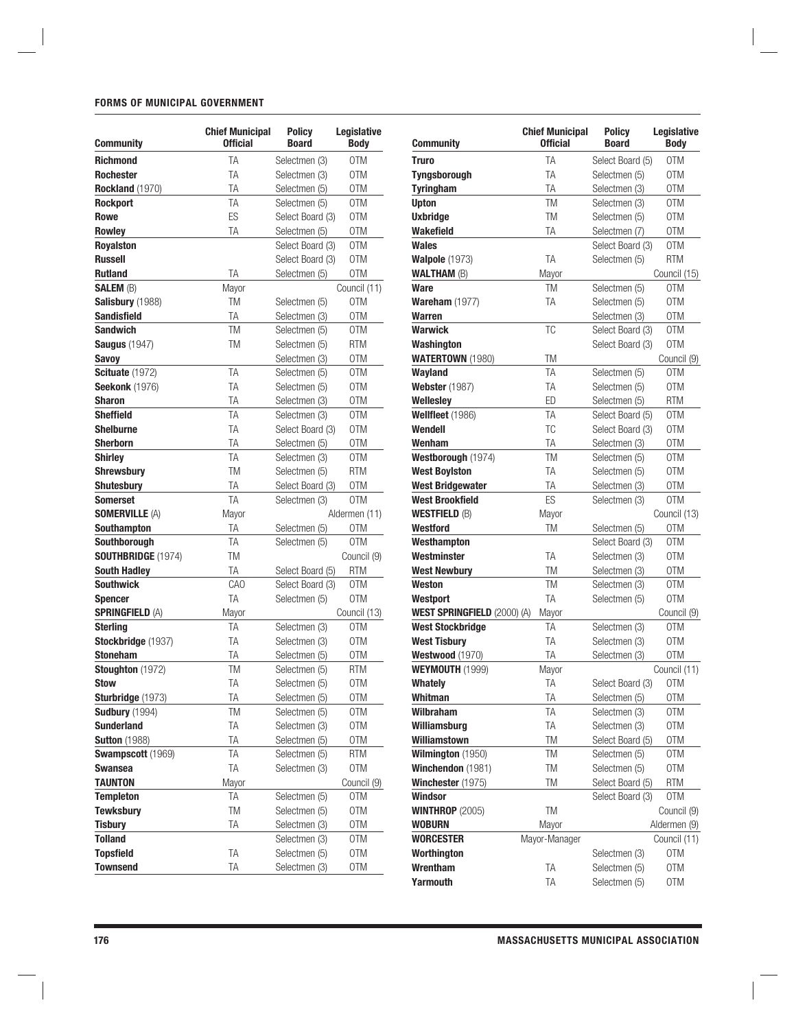## FORMS OF MUNICIPAL GOVERNMENT

| Community | Chief Municipal Official | Policy Board | Legislative Body |
|---|---|---|---|
| **Richmond** | TA | Selectmen (3) | OTM |
| **Rochester** | TA | Selectmen (3) | OTM |
| **Rockland** (1970) | TA | Selectmen 5) | OTM |
| **Rockport** | TA | Selectmen (5) | OTM |
| **Rowe** | ES | Select Board (3) | OTM |
| **Rowley** | TA | Selectmen (5) | OTM |
| **Royalston** | | Select Board (3) | OTM |
| **Russell** | | Select Board (3) | OTM |
| **Rutland** | TA | Selectmen (5) | OTM |
| **SALEM** (B) | Mayor | | Council (11) |
| **Salisbury** (1988) | TM | Selectmen (5) | OTM |
| **Sandisfield** | TA | Selectmen (3) | OTM |
| **Sandwich** | TM | Selectmen (5) | OTM |
| **Saugus** (1947) | TM | Selectmen (5) | RTM |
| **Savoy** | | Selectmen (3) | OTM |
| **Scituate** (1972) | TA | Selectmen (5) | OTM |
| **Seekonk** (1976) | TA | Selectmen (5) | OTM |
| **Sharon** | TA | Selectmen (3) | OTM |
| **Sheffield** | TA | Selectmen (3) | OTM |
| **Shelburne** | TA | Select Board (3) | OTM |
| **Sherborn** | TA | Selectmen (5) | OTM |
| **Shirley** | TA | Selectmen (3) | OTM |
| **Shrewsbury** | TM | Selectmen (5) | RTM |
| **Shutesbury** | TA | Select Board (3) | OTM |
| **Somerset** | TA | Selectmen (3) | OTM |
| **SOMERVILLE** (A) | Mayor | | Aldermen (11) |
| **Southampton** | TA | Selectmen (5) | OTM |
| **Southborough** | TA | Selectmen (5) | OTM |
| **SOUTHBRIDGE** (1974) | TM | | Council (9) |
| **South Hadley** | TA | Select Board (5) | RTM |
| **Southwick** | CAO | Select Board (3) | OTM |
| **Spencer** | TA | Selectmen (5) | OTM |
| **SPRINGFIELD** (A) | Mayor | | Council (13) |
| **Sterling** | TA | Selectmen (3) | OTM |
| **Stockbridge** (1937) | TA | Selectmen (3) | OTM |
| **Stoneham** | TA | Selectmen (5) | OTM |
| **Stoughton** (1972) | TM | Selectmen (5) | RTM |
| **Stow** | TA | Selectmen (5) | OTM |
| **Sturbridge** (1973) | TA | Selectmen (5) | OTM |
| **Sudbury** (1994) | TM | Selectmen (5) | OTM |
| **Sunderland** | TA | Selectmen (3) | OTM |
| **Sutton** (1988) | TA | Selectmen (5) | OTM |
| **Swampscott** (1969) | TA | Selectmen (5) | RTM |
| **Swansea** | TA | Selectmen (3) | OTM |
| **TAUNTON** | Mayor | | Council (9) |
| **Templeton** | TA | Selectmen (5) | OTM |
| **Tewksbury** | TM | Selectmen (5) | OTM |
| **Tisbury** | TA | Selectmen (3) | OTM |
| **Tolland** | | Selectmen (3) | OTM |
| **Topsfield** | TA | Selectmen (5) | OTM |
| **Townsend** | TA | Selectmen (3) | OTM |
| **Truro** | TA | Select Board (5) | OTM |
| **Tyngsborough** | TA | Selectmen (5) | OTM |
| **Tyringham** | TA | Selectmen (3) | OTM |
| **Upton** | TM | Selectmen (3) | OTM |
| **Uxbridge** | TM | Selectmen (5) | OTM |
| **Wakefield** | TA | Selectmen (7) | OTM |
| **Wales** | | Select Board (3) | OTM |
| **Walpole** (1973) | TA | Selectmen (5) | RTM |
| **WALTHAM** (B) | Mayor | | Council (15) |
| **Ware** | TM | Selectmen (5) | OTM |
| **Wareham** (1977) | TA | Selectmen (5) | OTM |
| **Warren** | | Selectmen (3) | OTM |
| **Warwick** | TC | Select Board (3) | OTM |
| **Washington** | | Select Board (3) | OTM |
| **WATERTOWN** (1980) | TM | | Council (9) |
| **Wayland** | TA | Selectmen (5) | OTM |
| **Webster** (1987) | TA | Selectmen (5) | OTM |
| **Wellesley** | ED | Selectmen (5) | RTM |
| **Wellfleet** (1986) | TA | Select Board (5) | OTM |
| **Wendell** | TC | Select Board (3) | OTM |
| **Wenham** | TA | Selectmen (3) | OTM |
| **Westborough** (1974) | TM | Selectmen (5) | OTM |
| **West Boylston** | TA | Selectmen (5) | OTM |
| **West Bridgewater** | TA | Selectmen (3) | OTM |
| **West Brookfield** | ES | Selectmen (3) | OTM |
| **WESTFIELD** (B) | Mayor | | Council (13) |
| **Westford** | TM | Selectmen (5) | OTM |
| **Westhampton** | | Select Board (3) | OTM |
| **Westminster** | TA | Selectmen (3) | OTM |
| **West Newbury** | TM | Selectmen (3) | OTM |
| **Weston** | TM | Selectmen (3) | OTM |
| **Westport** | TA | Selectmen (5) | OTM |
| **WEST SPRINGFIELD** (2000) (A) | Mayor | | Council (9) |
| **West Stockbridge** | TA | Selectmen (3) | OTM |
| **West Tisbury** | TA | Selectmen (3) | OTM |
| **Westwood** (1970) | TA | Selectmen (3) | OTM |
| **WEYMOUTH** (1999) | Mayor | | Council (11) |
| **Whately** | TA | Select Board (3) | OTM |
| **Whitman** | TA | Selectmen (5) | OTM |
| **Wilbraham** | TA | Selectmen (3) | OTM |
| **Williamsburg** | TA | Selectmen (3) | OTM |
| **Williamstown** | TM | Select Board (5) | OTM |
| **Wilmington** (1950) | TM | Selectmen (5) | OTM |
| **Winchendon** (1981) | TM | Selectmen (5) | OTM |
| **Winchester** (1975) | TM | Select Board (5) | RTM |
| **Windsor** | | Select Board (3) | OTM |
| **WINTHROP** (2005) | TM | | Council (9) |
| **WOBURN** | Mayor | | Aldermen (9) |
| **WORCESTER** | Mayor-Manager | | Council (11) |
| **Worthington** | | Selectmen (3) | OTM |
| **Wrentham** | TA | Selectmen (5) | OTM |
| **Yarmouth** | TA | Selectmen (5) | OTM |